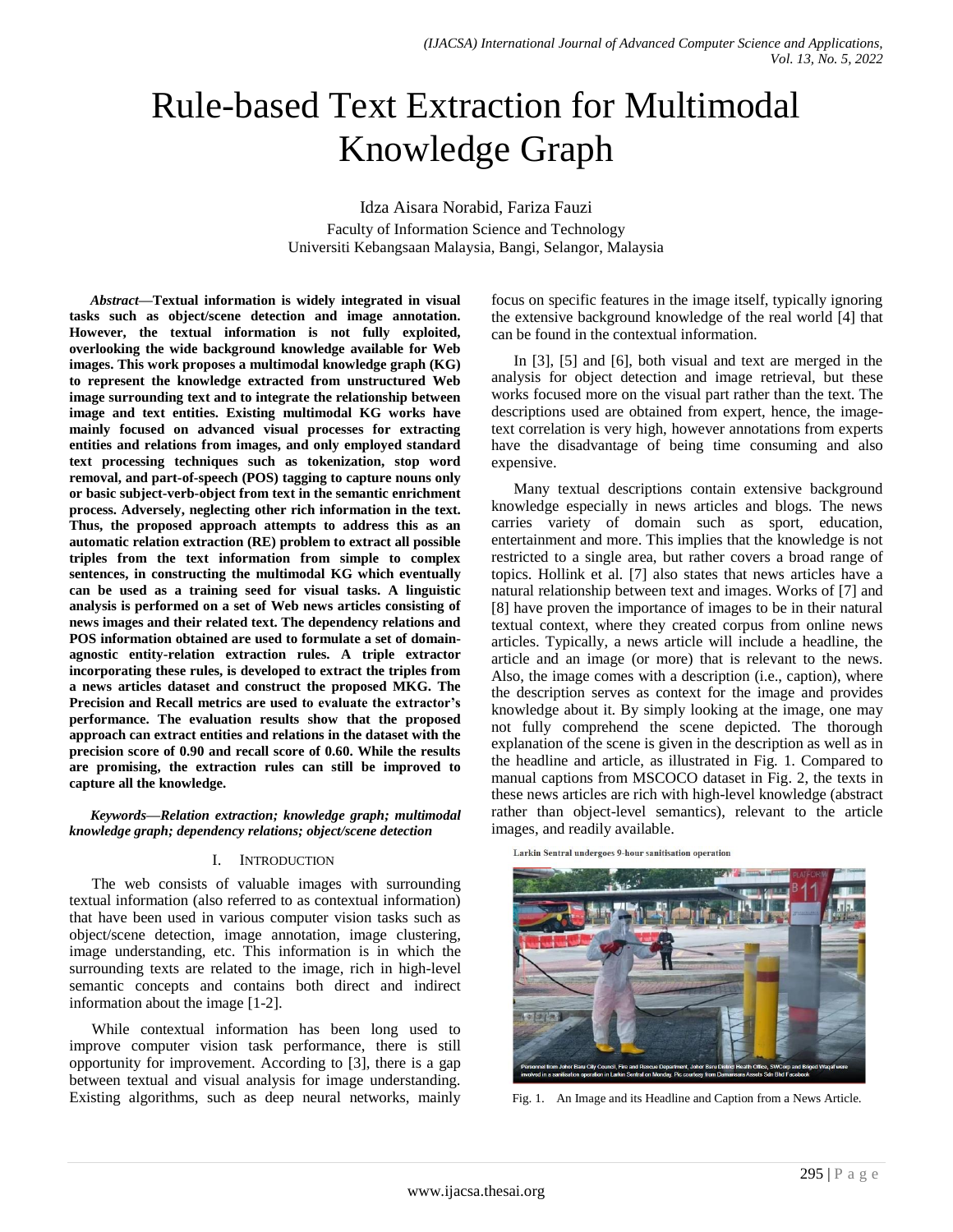# Rule-based Text Extraction for Multimodal Knowledge Graph

Idza Aisara Norabid, Fariza Fauzi
Faculty of Information Science and Technology
Universiti Kebangsaan Malaysia, Bangi, Selangor, Malaysia

***Abstract*—Textual information is widely integrated in visual tasks such as object/scene detection and image annotation. However, the textual information is not fully exploited, overlooking the wide background knowledge available for Web images. This work proposes a multimodal knowledge graph (KG) to represent the knowledge extracted from unstructured Web image surrounding text and to integrate the relationship between image and text entities. Existing multimodal KG works have mainly focused on advanced visual processes for extracting entities and relations from images, and only employed standard text processing techniques such as tokenization, stop word removal, and part-of-speech (POS) tagging to capture nouns only or basic subject-verb-object from text in the semantic enrichment process. Adversely, neglecting other rich information in the text. Thus, the proposed approach attempts to address this as an automatic relation extraction (RE) problem to extract all possible triples from the text information from simple to complex sentences, in constructing the multimodal KG which eventually can be used as a training seed for visual tasks. A linguistic analysis is performed on a set of Web news articles consisting of news images and their related text. The dependency relations and POS information obtained are used to formulate a set of domain-agnostic entity-relation extraction rules. A triple extractor incorporating these rules, is developed to extract the triples from a news articles dataset and construct the proposed MKG. The Precision and Recall metrics are used to evaluate the extractor's performance. The evaluation results show that the proposed approach can extract entities and relations in the dataset with the precision score of 0.90 and recall score of 0.60. While the results are promising, the extraction rules can still be improved to capture all the knowledge.**

***Keywords*—*Relation extraction; knowledge graph; multimodal knowledge graph; dependency relations; object/scene detection***

## I. Introduction

The web consists of valuable images with surrounding textual information (also referred to as contextual information) that have been used in various computer vision tasks such as object/scene detection, image annotation, image clustering, image understanding, etc. This information is in which the surrounding texts are related to the image, rich in high-level semantic concepts and contains both direct and indirect information about the image [1-2].

While contextual information has been long used to improve computer vision task performance, there is still opportunity for improvement. According to [3], there is a gap between textual and visual analysis for image understanding. Existing algorithms, such as deep neural networks, mainly focus on specific features in the image itself, typically ignoring the extensive background knowledge of the real world [4] that can be found in the contextual information.

In [3], [5] and [6], both visual and text are merged in the analysis for object detection and image retrieval, but these works focused more on the visual part rather than the text. The descriptions used are obtained from expert, hence, the image-text correlation is very high, however annotations from experts have the disadvantage of being time consuming and also expensive.

Many textual descriptions contain extensive background knowledge especially in news articles and blogs. The news carries variety of domain such as sport, education, entertainment and more. This implies that the knowledge is not restricted to a single area, but rather covers a broad range of topics. Hollink et al. [7] also states that news articles have a natural relationship between text and images. Works of [7] and [8] have proven the importance of images to be in their natural textual context, where they created corpus from online news articles. Typically, a news article will include a headline, the article and an image (or more) that is relevant to the news. Also, the image comes with a description (i.e., caption), where the description serves as context for the image and provides knowledge about it. By simply looking at the image, one may not fully comprehend the scene depicted. The thorough explanation of the scene is given in the description as well as in the headline and article, as illustrated in Fig. 1. Compared to manual captions from MSCOCO dataset in Fig. 2, the texts in these news articles are rich with high-level knowledge (abstract rather than object-level semantics), relevant to the article images, and readily available.

Larkin Sentral undergoes 9-hour sanitisation operation

Personnel from Johor Baru City Council, Fire and Rescue Department, Johor Baru District Health Office, SWCorp and Briged Waqaf were involved in a sanitisation operation in Larkin Sentral on Monday. Pic courtesy from Damansara Assets Sdn Bhd Facebook

Fig. 1. An Image and its Headline and Caption from a News Article.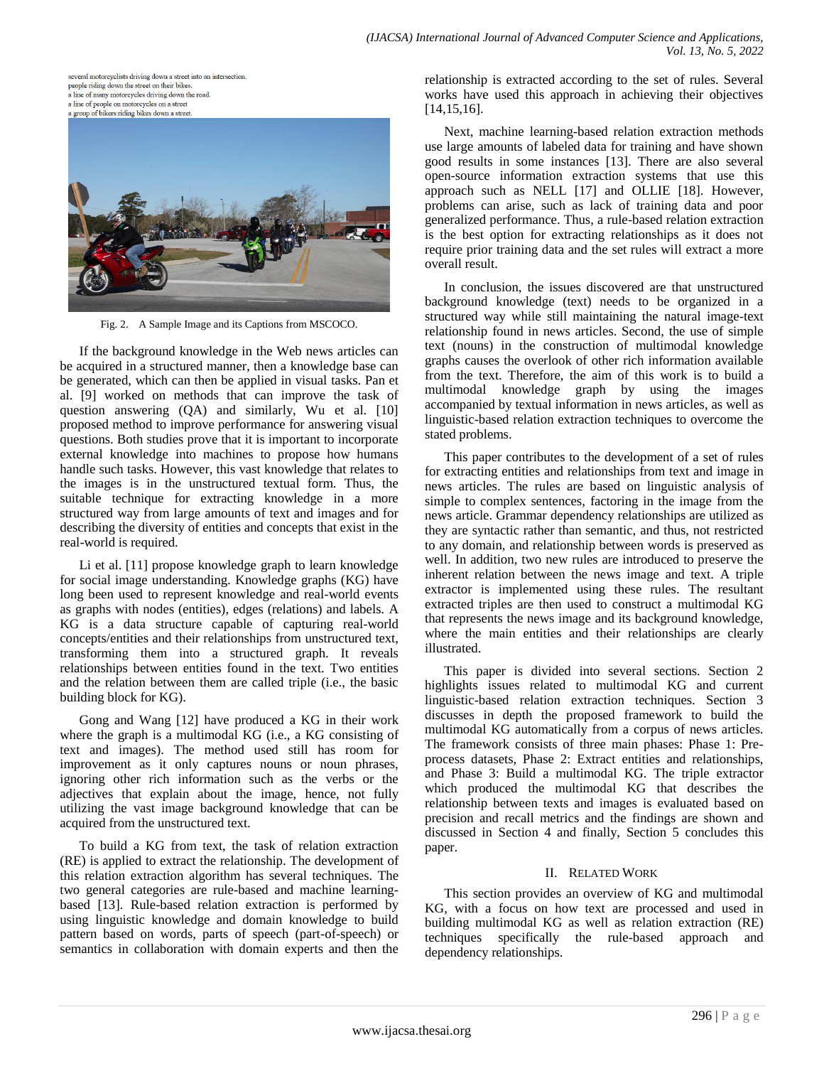several motorcyclists driving down a street into an intersection.
people riding down the street on their bikes.
a line of many motorcycles driving down the road.
a line of people on motorcycles on a street
a group of bikers riding bikes down a street.

Fig. 2. A Sample Image and its Captions from MSCOCO.

If the background knowledge in the Web news articles can be acquired in a structured manner, then a knowledge base can be generated, which can then be applied in visual tasks. Pan et al. [9] worked on methods that can improve the task of question answering (QA) and similarly, Wu et al. [10] proposed method to improve performance for answering visual questions. Both studies prove that it is important to incorporate external knowledge into machines to propose how humans handle such tasks. However, this vast knowledge that relates to the images is in the unstructured textual form. Thus, the suitable technique for extracting knowledge in a more structured way from large amounts of text and images and for describing the diversity of entities and concepts that exist in the real-world is required.

Li et al. [11] propose knowledge graph to learn knowledge for social image understanding. Knowledge graphs (KG) have long been used to represent knowledge and real-world events as graphs with nodes (entities), edges (relations) and labels. A KG is a data structure capable of capturing real-world concepts/entities and their relationships from unstructured text, transforming them into a structured graph. It reveals relationships between entities found in the text. Two entities and the relation between them are called triple (i.e., the basic building block for KG).

Gong and Wang [12] have produced a KG in their work where the graph is a multimodal KG (i.e., a KG consisting of text and images). The method used still has room for improvement as it only captures nouns or noun phrases, ignoring other rich information such as the verbs or the adjectives that explain about the image, hence, not fully utilizing the vast image background knowledge that can be acquired from the unstructured text.

To build a KG from text, the task of relation extraction (RE) is applied to extract the relationship. The development of this relation extraction algorithm has several techniques. The two general categories are rule-based and machine learning-based [13]. Rule-based relation extraction is performed by using linguistic knowledge and domain knowledge to build pattern based on words, parts of speech (part-of-speech) or semantics in collaboration with domain experts and then the relationship is extracted according to the set of rules. Several works have used this approach in achieving their objectives [14,15,16].

Next, machine learning-based relation extraction methods use large amounts of labeled data for training and have shown good results in some instances [13]. There are also several open-source information extraction systems that use this approach such as NELL [17] and OLLIE [18]. However, problems can arise, such as lack of training data and poor generalized performance. Thus, a rule-based relation extraction is the best option for extracting relationships as it does not require prior training data and the set rules will extract a more overall result.

In conclusion, the issues discovered are that unstructured background knowledge (text) needs to be organized in a structured way while still maintaining the natural image-text relationship found in news articles. Second, the use of simple text (nouns) in the construction of multimodal knowledge graphs causes the overlook of other rich information available from the text. Therefore, the aim of this work is to build a multimodal knowledge graph by using the images accompanied by textual information in news articles, as well as linguistic-based relation extraction techniques to overcome the stated problems.

This paper contributes to the development of a set of rules for extracting entities and relationships from text and image in news articles. The rules are based on linguistic analysis of simple to complex sentences, factoring in the image from the news article. Grammar dependency relationships are utilized as they are syntactic rather than semantic, and thus, not restricted to any domain, and relationship between words is preserved as well. In addition, two new rules are introduced to preserve the inherent relation between the news image and text. A triple extractor is implemented using these rules. The resultant extracted triples are then used to construct a multimodal KG that represents the news image and its background knowledge, where the main entities and their relationships are clearly illustrated.

This paper is divided into several sections. Section 2 highlights issues related to multimodal KG and current linguistic-based relation extraction techniques. Section 3 discusses in depth the proposed framework to build the multimodal KG automatically from a corpus of news articles. The framework consists of three main phases: Phase 1: Pre-process datasets, Phase 2: Extract entities and relationships, and Phase 3: Build a multimodal KG. The triple extractor which produced the multimodal KG that describes the relationship between texts and images is evaluated based on precision and recall metrics and the findings are shown and discussed in Section 4 and finally, Section 5 concludes this paper.

## II. Related Work

This section provides an overview of KG and multimodal KG, with a focus on how text are processed and used in building multimodal KG as well as relation extraction (RE) techniques specifically the rule-based approach and dependency relationships.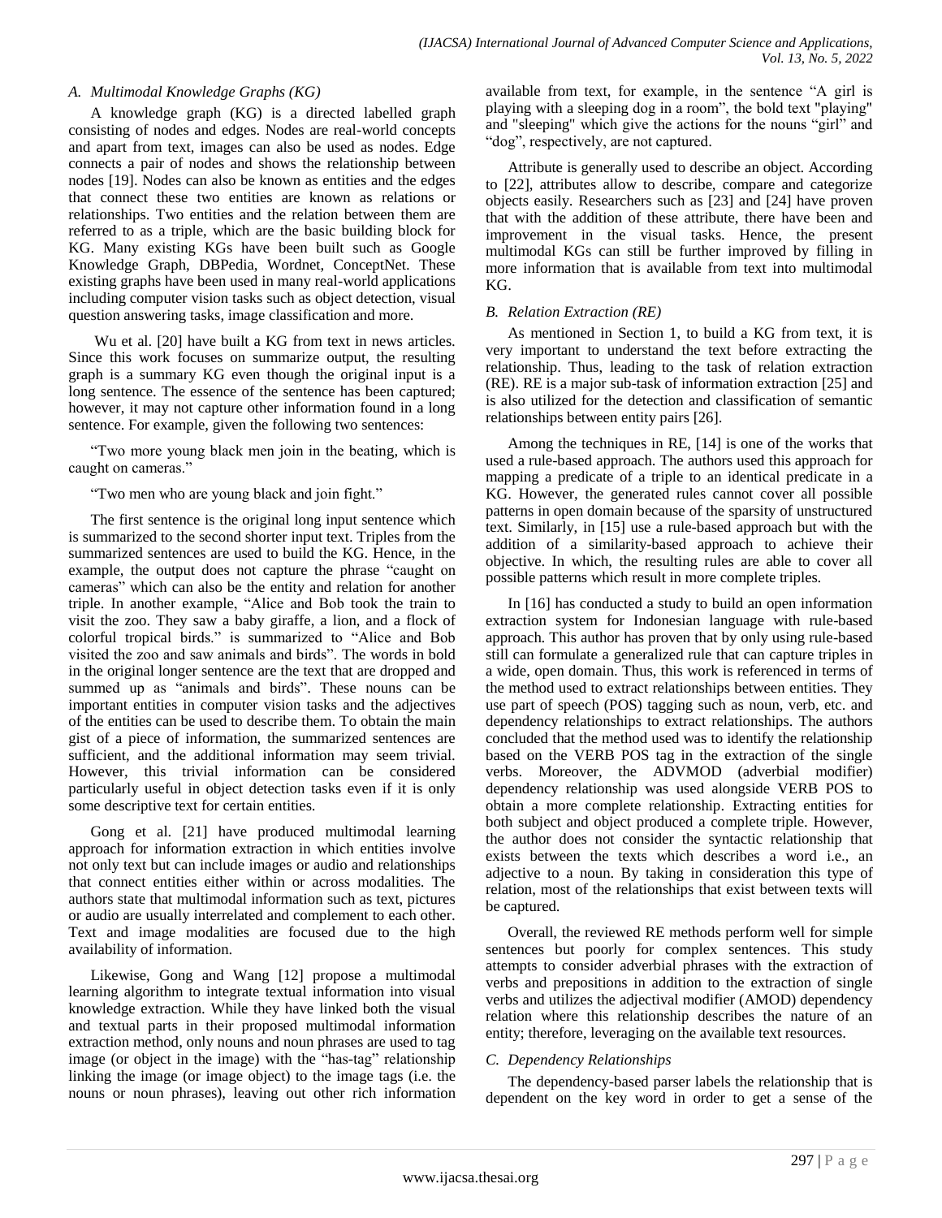### A. Multimodal Knowledge Graphs (KG)

A knowledge graph (KG) is a directed labelled graph consisting of nodes and edges. Nodes are real-world concepts and apart from text, images can also be used as nodes. Edge connects a pair of nodes and shows the relationship between nodes [19]. Nodes can also be known as entities and the edges that connect these two entities are known as relations or relationships. Two entities and the relation between them are referred to as a triple, which are the basic building block for KG. Many existing KGs have been built such as Google Knowledge Graph, DBPedia, Wordnet, ConceptNet. These existing graphs have been used in many real-world applications including computer vision tasks such as object detection, visual question answering tasks, image classification and more.

Wu et al. [20] have built a KG from text in news articles. Since this work focuses on summarize output, the resulting graph is a summary KG even though the original input is a long sentence. The essence of the sentence has been captured; however, it may not capture other information found in a long sentence. For example, given the following two sentences:

"Two more young black men join in the beating, which is caught on cameras."

"Two men who are young black and join fight."

The first sentence is the original long input sentence which is summarized to the second shorter input text. Triples from the summarized sentences are used to build the KG. Hence, in the example, the output does not capture the phrase "caught on cameras" which can also be the entity and relation for another triple. In another example, "Alice and Bob took the train to visit the zoo. They saw a baby giraffe, a lion, and a flock of colorful tropical birds." is summarized to "Alice and Bob visited the zoo and saw animals and birds". The words in bold in the original longer sentence are the text that are dropped and summed up as "animals and birds". These nouns can be important entities in computer vision tasks and the adjectives of the entities can be used to describe them. To obtain the main gist of a piece of information, the summarized sentences are sufficient, and the additional information may seem trivial. However, this trivial information can be considered particularly useful in object detection tasks even if it is only some descriptive text for certain entities.

Gong et al. [21] have produced multimodal learning approach for information extraction in which entities involve not only text but can include images or audio and relationships that connect entities either within or across modalities. The authors state that multimodal information such as text, pictures or audio are usually interrelated and complement to each other. Text and image modalities are focused due to the high availability of information.

Likewise, Gong and Wang [12] propose a multimodal learning algorithm to integrate textual information into visual knowledge extraction. While they have linked both the visual and textual parts in their proposed multimodal information extraction method, only nouns and noun phrases are used to tag image (or object in the image) with the "has-tag" relationship linking the image (or image object) to the image tags (i.e. the nouns or noun phrases), leaving out other rich information available from text, for example, in the sentence "A girl is playing with a sleeping dog in a room", the bold text "playing" and "sleeping" which give the actions for the nouns "girl" and "dog", respectively, are not captured.

Attribute is generally used to describe an object. According to [22], attributes allow to describe, compare and categorize objects easily. Researchers such as [23] and [24] have proven that with the addition of these attribute, there have been and improvement in the visual tasks. Hence, the present multimodal KGs can still be further improved by filling in more information that is available from text into multimodal KG.

### B. Relation Extraction (RE)

As mentioned in Section 1, to build a KG from text, it is very important to understand the text before extracting the relationship. Thus, leading to the task of relation extraction (RE). RE is a major sub-task of information extraction [25] and is also utilized for the detection and classification of semantic relationships between entity pairs [26].

Among the techniques in RE, [14] is one of the works that used a rule-based approach. The authors used this approach for mapping a predicate of a triple to an identical predicate in a KG. However, the generated rules cannot cover all possible patterns in open domain because of the sparsity of unstructured text. Similarly, in [15] use a rule-based approach but with the addition of a similarity-based approach to achieve their objective. In which, the resulting rules are able to cover all possible patterns which result in more complete triples.

In [16] has conducted a study to build an open information extraction system for Indonesian language with rule-based approach. This author has proven that by only using rule-based still can formulate a generalized rule that can capture triples in a wide, open domain. Thus, this work is referenced in terms of the method used to extract relationships between entities. They use part of speech (POS) tagging such as noun, verb, etc. and dependency relationships to extract relationships. The authors concluded that the method used was to identify the relationship based on the VERB POS tag in the extraction of the single verbs. Moreover, the ADVMOD (adverbial modifier) dependency relationship was used alongside VERB POS to obtain a more complete relationship. Extracting entities for both subject and object produced a complete triple. However, the author does not consider the syntactic relationship that exists between the texts which describes a word i.e., an adjective to a noun. By taking in consideration this type of relation, most of the relationships that exist between texts will be captured.

Overall, the reviewed RE methods perform well for simple sentences but poorly for complex sentences. This study attempts to consider adverbial phrases with the extraction of verbs and prepositions in addition to the extraction of single verbs and utilizes the adjectival modifier (AMOD) dependency relation where this relationship describes the nature of an entity; therefore, leveraging on the available text resources.

### C. Dependency Relationships

The dependency-based parser labels the relationship that is dependent on the key word in order to get a sense of the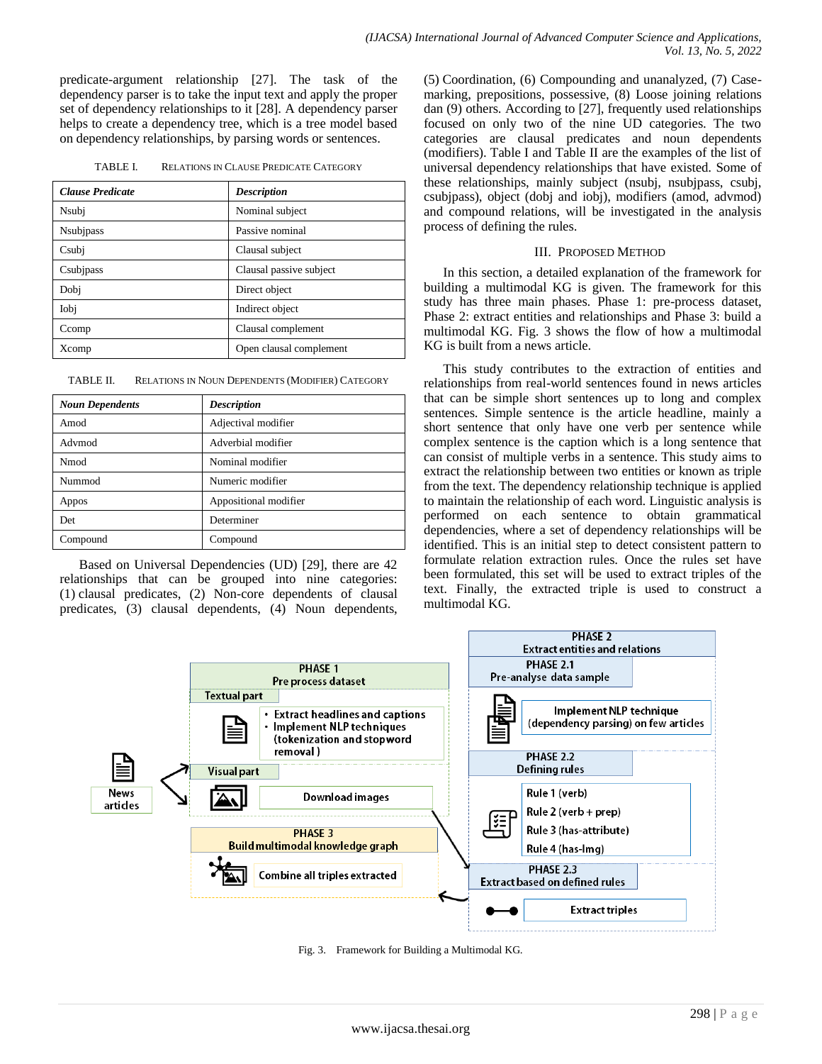predicate-argument relationship [27]. The task of the dependency parser is to take the input text and apply the proper set of dependency relationships to it [28]. A dependency parser helps to create a dependency tree, which is a tree model based on dependency relationships, by parsing words or sentences.

TABLE I. RELATIONS IN CLAUSE PREDICATE CATEGORY

| *Clause Predicate* | *Description* |
|---|---|
| Nsubj | Nominal subject |
| Nsubjpass | Passive nominal |
| Csubj | Clausal subject |
| Csubjpass | Clausal passive subject |
| Dobj | Direct object |
| Iobj | Indirect object |
| Ccomp | Clausal complement |
| Xcomp | Open clausal complement |

TABLE II. RELATIONS IN NOUN DEPENDENTS (MODIFIER) CATEGORY

| *Noun Dependents* | *Description* |
|---|---|
| Amod | Adjectival modifier |
| Advmod | Adverbial modifier |
| Nmod | Nominal modifier |
| Nummod | Numeric modifier |
| Appos | Appositional modifier |
| Det | Determiner |
| Compound | Compound |

Based on Universal Dependencies (UD) [29], there are 42 relationships that can be grouped into nine categories: (1) clausal predicates, (2) Non-core dependents of clausal predicates, (3) clausal dependents, (4) Noun dependents, (5) Coordination, (6) Compounding and unanalyzed, (7) Case-marking, prepositions, possessive, (8) Loose joining relations dan (9) others. According to [27], frequently used relationships focused on only two of the nine UD categories. The two categories are clausal predicates and noun dependents (modifiers). Table I and Table II are the examples of the list of universal dependency relationships that have existed. Some of these relationships, mainly subject (nsubj, nsubjpass, csubj, csubjpass), object (dobj and iobj), modifiers (amod, advmod) and compound relations, will be investigated in the analysis process of defining the rules.

## III. PROPOSED METHOD

In this section, a detailed explanation of the framework for building a multimodal KG is given. The framework for this study has three main phases. Phase 1: pre-process dataset, Phase 2: extract entities and relationships and Phase 3: build a multimodal KG. Fig. 3 shows the flow of how a multimodal KG is built from a news article.

This study contributes to the extraction of entities and relationships from real-world sentences found in news articles that can be simple short sentences up to long and complex sentences. Simple sentence is the article headline, mainly a short sentence that only have one verb per sentence while complex sentence is the caption which is a long sentence that can consist of multiple verbs in a sentence. This study aims to extract the relationship between two entities or known as triple from the text. The dependency relationship technique is applied to maintain the relationship of each word. Linguistic analysis is performed on each sentence to obtain grammatical dependencies, where a set of dependency relationships will be identified. This is an initial step to detect consistent pattern to formulate relation extraction rules. Once the rules set have been formulated, this set will be used to extract triples of the text. Finally, the extracted triple is used to construct a multimodal KG.

Fig. 3. Framework for Building a Multimodal KG.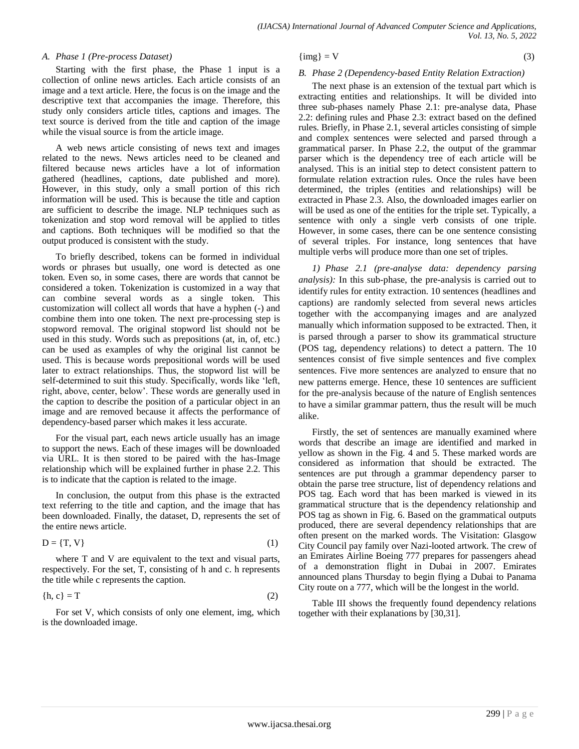### A. Phase 1 (Pre-process Dataset)

Starting with the first phase, the Phase 1 input is a collection of online news articles. Each article consists of an image and a text article. Here, the focus is on the image and the descriptive text that accompanies the image. Therefore, this study only considers article titles, captions and images. The text source is derived from the title and caption of the image while the visual source is from the article image.

A web news article consisting of news text and images related to the news. News articles need to be cleaned and filtered because news articles have a lot of information gathered (headlines, captions, date published and more). However, in this study, only a small portion of this rich information will be used. This is because the title and caption are sufficient to describe the image. NLP techniques such as tokenization and stop word removal will be applied to titles and captions. Both techniques will be modified so that the output produced is consistent with the study.

To briefly described, tokens can be formed in individual words or phrases but usually, one word is detected as one token. Even so, in some cases, there are words that cannot be considered a token. Tokenization is customized in a way that can combine several words as a single token. This customization will collect all words that have a hyphen (-) and combine them into one token. The next pre-processing step is stopword removal. The original stopword list should not be used in this study. Words such as prepositions (at, in, of, etc.) can be used as examples of why the original list cannot be used. This is because words prepositional words will be used later to extract relationships. Thus, the stopword list will be self-determined to suit this study. Specifically, words like 'left, right, above, center, below'. These words are generally used in the caption to describe the position of a particular object in an image and are removed because it affects the performance of dependency-based parser which makes it less accurate.

For the visual part, each news article usually has an image to support the news. Each of these images will be downloaded via URL. It is then stored to be paired with the has-Image relationship which will be explained further in phase 2.2. This is to indicate that the caption is related to the image.

In conclusion, the output from this phase is the extracted text referring to the title and caption, and the image that has been downloaded. Finally, the dataset, D, represents the set of the entire news article.

$$D = \{T, V\} \tag{1}$$

where T and V are equivalent to the text and visual parts, respectively. For the set, T, consisting of h and c. h represents the title while c represents the caption.

$$\{h, c\} = T \tag{2}$$

For set V, which consists of only one element, img, which is the downloaded image.

$$\{img\} = V \tag{3}$$

### B. Phase 2 (Dependency-based Entity Relation Extraction)

The next phase is an extension of the textual part which is extracting entities and relationships. It will be divided into three sub-phases namely Phase 2.1: pre-analyse data, Phase 2.2: defining rules and Phase 2.3: extract based on the defined rules. Briefly, in Phase 2.1, several articles consisting of simple and complex sentences were selected and parsed through a grammatical parser. In Phase 2.2, the output of the grammar parser which is the dependency tree of each article will be analysed. This is an initial step to detect consistent pattern to formulate relation extraction rules. Once the rules have been determined, the triples (entities and relationships) will be extracted in Phase 2.3. Also, the downloaded images earlier on will be used as one of the entities for the triple set. Typically, a sentence with only a single verb consists of one triple. However, in some cases, there can be one sentence consisting of several triples. For instance, long sentences that have multiple verbs will produce more than one set of triples.

*1) Phase 2.1 (pre-analyse data: dependency parsing analysis):* In this sub-phase, the pre-analysis is carried out to identify rules for entity extraction. 10 sentences (headlines and captions) are randomly selected from several news articles together with the accompanying images and are analyzed manually which information supposed to be extracted. Then, it is parsed through a parser to show its grammatical structure (POS tag, dependency relations) to detect a pattern. The 10 sentences consist of five simple sentences and five complex sentences. Five more sentences are analyzed to ensure that no new patterns emerge. Hence, these 10 sentences are sufficient for the pre-analysis because of the nature of English sentences to have a similar grammar pattern, thus the result will be much alike.

Firstly, the set of sentences are manually examined where words that describe an image are identified and marked in yellow as shown in the Fig. 4 and 5. These marked words are considered as information that should be extracted. The sentences are put through a grammar dependency parser to obtain the parse tree structure, list of dependency relations and POS tag. Each word that has been marked is viewed in its grammatical structure that is the dependency relationship and POS tag as shown in Fig. 6. Based on the grammatical outputs produced, there are several dependency relationships that are often present on the marked words. The Visitation: Glasgow City Council pay family over Nazi-looted artwork. The crew of an Emirates Airline Boeing 777 prepares for passengers ahead of a demonstration flight in Dubai in 2007. Emirates announced plans Thursday to begin flying a Dubai to Panama City route on a 777, which will be the longest in the world.

Table III shows the frequently found dependency relations together with their explanations by [30,31].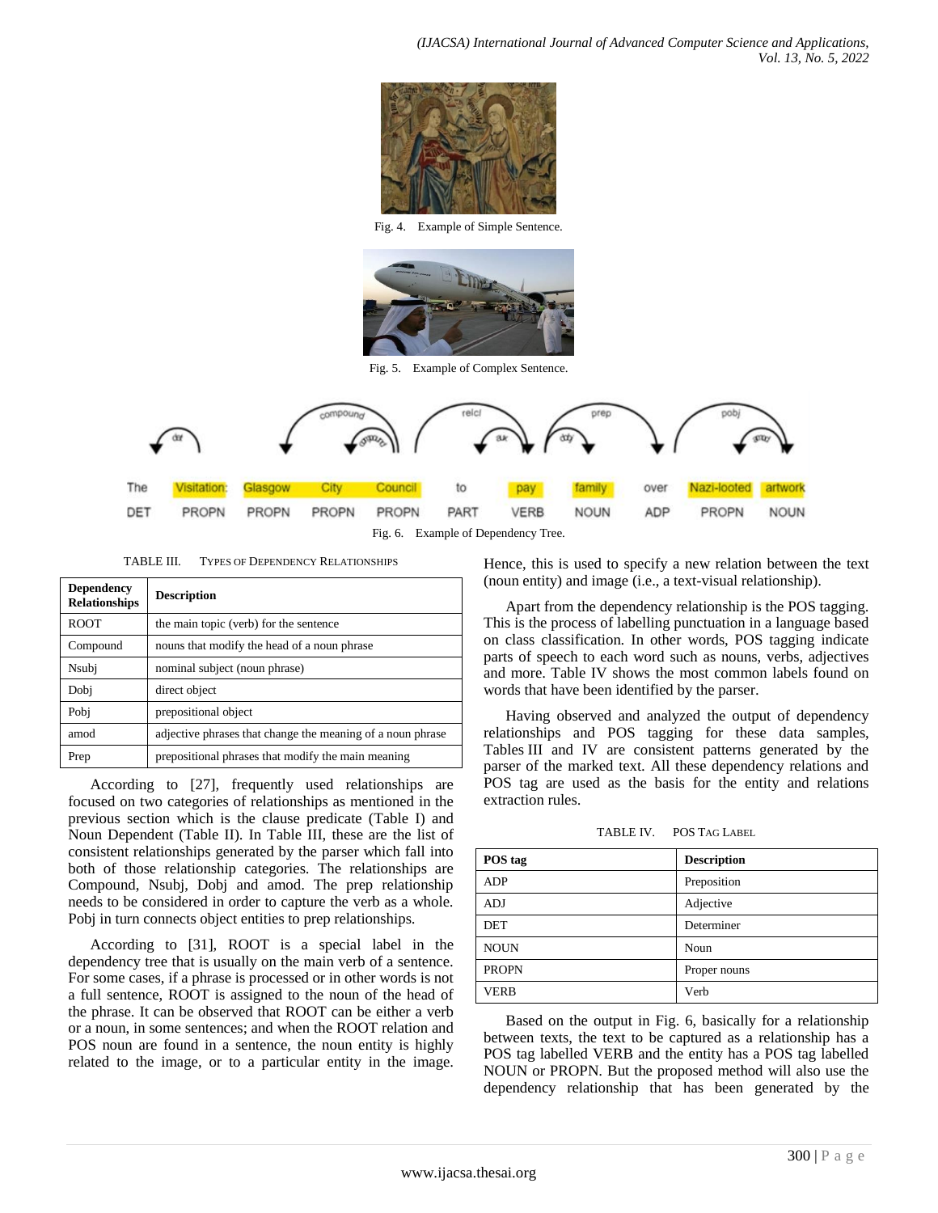Fig. 4. Example of Simple Sentence.

Fig. 5. Example of Complex Sentence.

Fig. 6. Example of Dependency Tree.

TABLE III. TYPES OF DEPENDENCY RELATIONSHIPS

| Dependency Relationships | Description |
|---|---|
| ROOT | the main topic (verb) for the sentence |
| Compound | nouns that modify the head of a noun phrase |
| Nsubj | nominal subject (noun phrase) |
| Dobj | direct object |
| Pobj | prepositional object |
| amod | adjective phrases that change the meaning of a noun phrase |
| Prep | prepositional phrases that modify the main meaning |

According to [27], frequently used relationships are focused on two categories of relationships as mentioned in the previous section which is the clause predicate (Table I) and Noun Dependent (Table II). In Table III, these are the list of consistent relationships generated by the parser which fall into both of those relationship categories. The relationships are Compound, Nsubj, Dobj and amod. The prep relationship needs to be considered in order to capture the verb as a whole. Pobj in turn connects object entities to prep relationships.

According to [31], ROOT is a special label in the dependency tree that is usually on the main verb of a sentence. For some cases, if a phrase is processed or in other words is not a full sentence, ROOT is assigned to the noun of the head of the phrase. It can be observed that ROOT can be either a verb or a noun, in some sentences; and when the ROOT relation and POS noun are found in a sentence, the noun entity is highly related to the image, or to a particular entity in the image. Hence, this is used to specify a new relation between the text (noun entity) and image (i.e., a text-visual relationship).

Apart from the dependency relationship is the POS tagging. This is the process of labelling punctuation in a language based on class classification. In other words, POS tagging indicate parts of speech to each word such as nouns, verbs, adjectives and more. Table IV shows the most common labels found on words that have been identified by the parser.

Having observed and analyzed the output of dependency relationships and POS tagging for these data samples, Tables III and IV are consistent patterns generated by the parser of the marked text. All these dependency relations and POS tag are used as the basis for the entity and relations extraction rules.

TABLE IV. POS TAG LABEL

| POS tag | Description |
|---|---|
| ADP | Preposition |
| ADJ | Adjective |
| DET | Determiner |
| NOUN | Noun |
| PROPN | Proper nouns |
| VERB | Verb |

Based on the output in Fig. 6, basically for a relationship between texts, the text to be captured as a relationship has a POS tag labelled VERB and the entity has a POS tag labelled NOUN or PROPN. But the proposed method will also use the dependency relationship that has been generated by the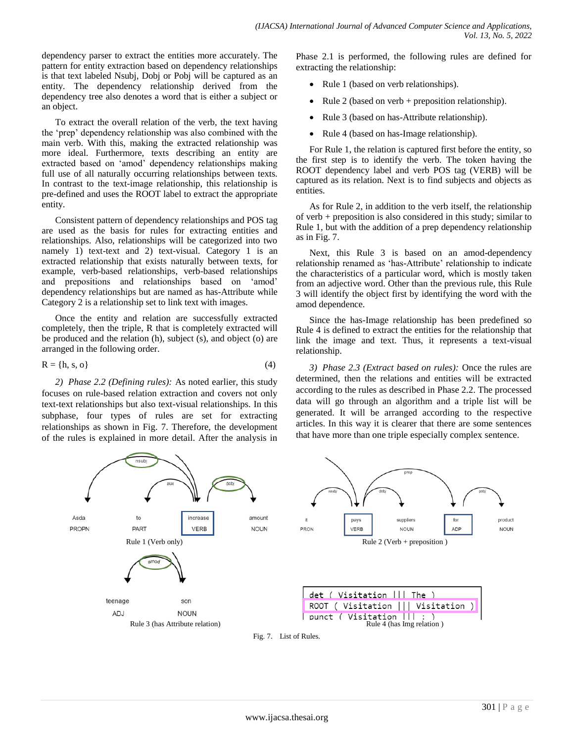dependency parser to extract the entities more accurately. The pattern for entity extraction based on dependency relationships is that text labeled Nsubj, Dobj or Pobj will be captured as an entity. The dependency relationship derived from the dependency tree also denotes a word that is either a subject or an object.

To extract the overall relation of the verb, the text having the 'prep' dependency relationship was also combined with the main verb. With this, making the extracted relationship was more ideal. Furthermore, texts describing an entity are extracted based on 'amod' dependency relationships making full use of all naturally occurring relationships between texts. In contrast to the text-image relationship, this relationship is pre-defined and uses the ROOT label to extract the appropriate entity.

Consistent pattern of dependency relationships and POS tag are used as the basis for rules for extracting entities and relationships. Also, relationships will be categorized into two namely 1) text-text and 2) text-visual. Category 1 is an extracted relationship that exists naturally between texts, for example, verb-based relationships, verb-based relationships and prepositions and relationships based on 'amod' dependency relationships but are named as has-Attribute while Category 2 is a relationship set to link text with images.

Once the entity and relation are successfully extracted completely, then the triple, R that is completely extracted will be produced and the relation (h), subject (s), and object (o) are arranged in the following order.

$$R = \{h, s, o\} \quad (4)$$

*2) Phase 2.2 (Defining rules):* As noted earlier, this study focuses on rule-based relation extraction and covers not only text-text relationships but also text-visual relationships. In this subphase, four types of rules are set for extracting relationships as shown in Fig. 7. Therefore, the development of the rules is explained in more detail. After the analysis in Phase 2.1 is performed, the following rules are defined for extracting the relationship:

- Rule 1 (based on verb relationships).
- Rule 2 (based on verb + preposition relationship).
- Rule 3 (based on has-Attribute relationship).
- Rule 4 (based on has-Image relationship).

For Rule 1, the relation is captured first before the entity, so the first step is to identify the verb. The token having the ROOT dependency label and verb POS tag (VERB) will be captured as its relation. Next is to find subjects and objects as entities.

As for Rule 2, in addition to the verb itself, the relationship of verb + preposition is also considered in this study; similar to Rule 1, but with the addition of a prep dependency relationship as in Fig. 7.

Next, this Rule 3 is based on an amod-dependency relationship renamed as 'has-Attribute' relationship to indicate the characteristics of a particular word, which is mostly taken from an adjective word. Other than the previous rule, this Rule 3 will identify the object first by identifying the word with the amod dependence.

Since the has-Image relationship has been predefined so Rule 4 is defined to extract the entities for the relationship that link the image and text. Thus, it represents a text-visual relationship.

*3) Phase 2.3 (Extract based on rules):* Once the rules are determined, then the relations and entities will be extracted according to the rules as described in Phase 2.2. The processed data will go through an algorithm and a triple list will be generated. It will be arranged according to the respective articles. In this way it is clearer that there are some sentences that have more than one triple especially complex sentence.

Rule 1 (Verb only)

Rule 2 (Verb + preposition )

Rule 3 (has Attribute relation)

Rule 4 (has Img relation )

Fig. 7. List of Rules.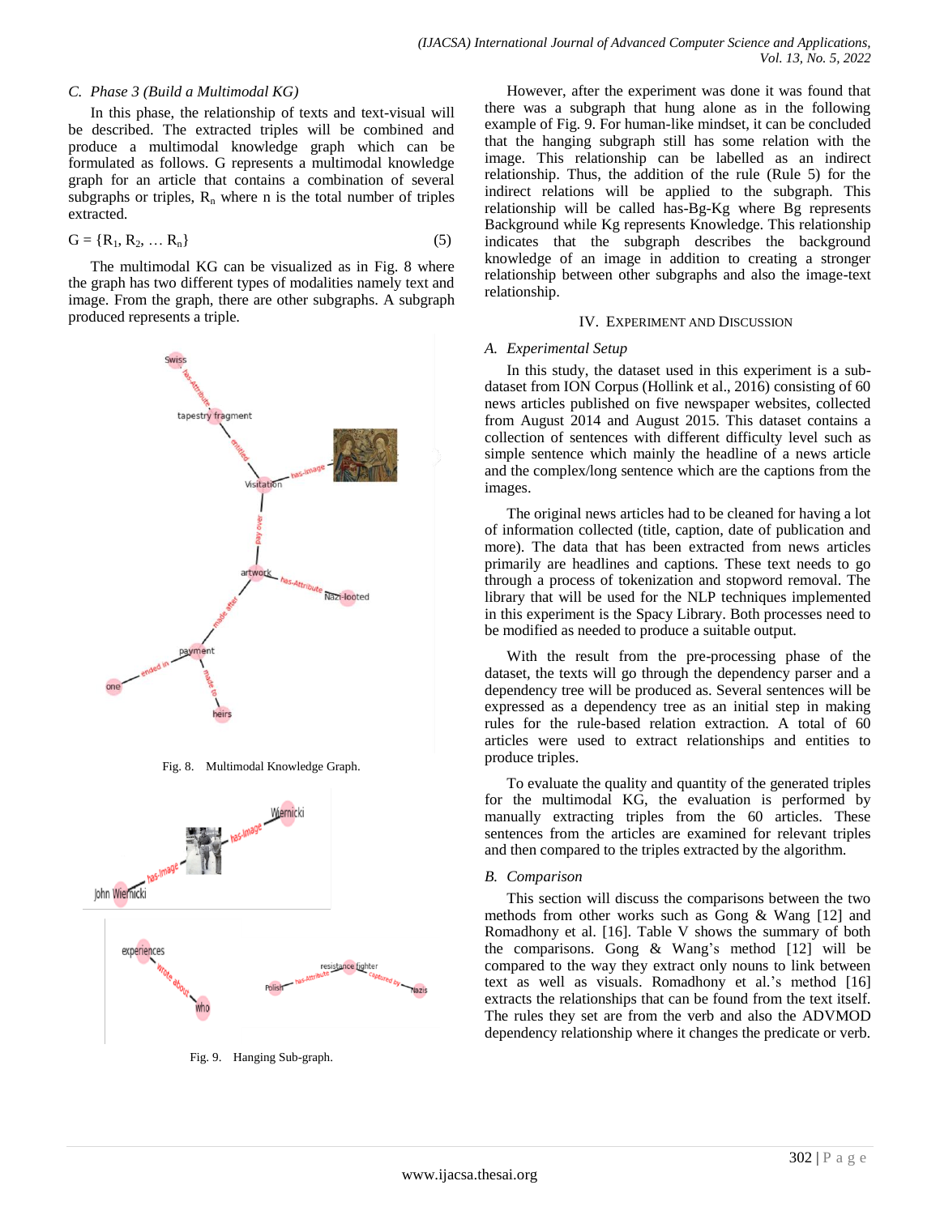### C. Phase 3 (Build a Multimodal KG)

In this phase, the relationship of texts and text-visual will be described. The extracted triples will be combined and produce a multimodal knowledge graph which can be formulated as follows. G represents a multimodal knowledge graph for an article that contains a combination of several subgraphs or triples, $R_n$ where n is the total number of triples extracted.

$$G = \{R_1, R_2, \ldots R_n\} \quad (5)$$

The multimodal KG can be visualized as in Fig. 8 where the graph has two different types of modalities namely text and image. From the graph, there are other subgraphs. A subgraph produced represents a triple.

Fig. 8. Multimodal Knowledge Graph.

Fig. 9. Hanging Sub-graph.

However, after the experiment was done it was found that there was a subgraph that hung alone as in the following example of Fig. 9. For human-like mindset, it can be concluded that the hanging subgraph still has some relation with the image. This relationship can be labelled as an indirect relationship. Thus, the addition of the rule (Rule 5) for the indirect relations will be applied to the subgraph. This relationship will be called has-Bg-Kg where Bg represents Background while Kg represents Knowledge. This relationship indicates that the subgraph describes the background knowledge of an image in addition to creating a stronger relationship between other subgraphs and also the image-text relationship.

## IV. Experiment and Discussion

### A. Experimental Setup

In this study, the dataset used in this experiment is a sub-dataset from ION Corpus (Hollink et al., 2016) consisting of 60 news articles published on five newspaper websites, collected from August 2014 and August 2015. This dataset contains a collection of sentences with different difficulty level such as simple sentence which mainly the headline of a news article and the complex/long sentence which are the captions from the images.

The original news articles had to be cleaned for having a lot of information collected (title, caption, date of publication and more). The data that has been extracted from news articles primarily are headlines and captions. These text needs to go through a process of tokenization and stopword removal. The library that will be used for the NLP techniques implemented in this experiment is the Spacy Library. Both processes need to be modified as needed to produce a suitable output.

With the result from the pre-processing phase of the dataset, the texts will go through the dependency parser and a dependency tree will be produced as. Several sentences will be expressed as a dependency tree as an initial step in making rules for the rule-based relation extraction. A total of 60 articles were used to extract relationships and entities to produce triples.

To evaluate the quality and quantity of the generated triples for the multimodal KG, the evaluation is performed by manually extracting triples from the 60 articles. These sentences from the articles are examined for relevant triples and then compared to the triples extracted by the algorithm.

### B. Comparison

This section will discuss the comparisons between the two methods from other works such as Gong & Wang [12] and Romadhony et al. [16]. Table V shows the summary of both the comparisons. Gong & Wang's method [12] will be compared to the way they extract only nouns to link between text as well as visuals. Romadhony et al.'s method [16] extracts the relationships that can be found from the text itself. The rules they set are from the verb and also the ADVMOD dependency relationship where it changes the predicate or verb.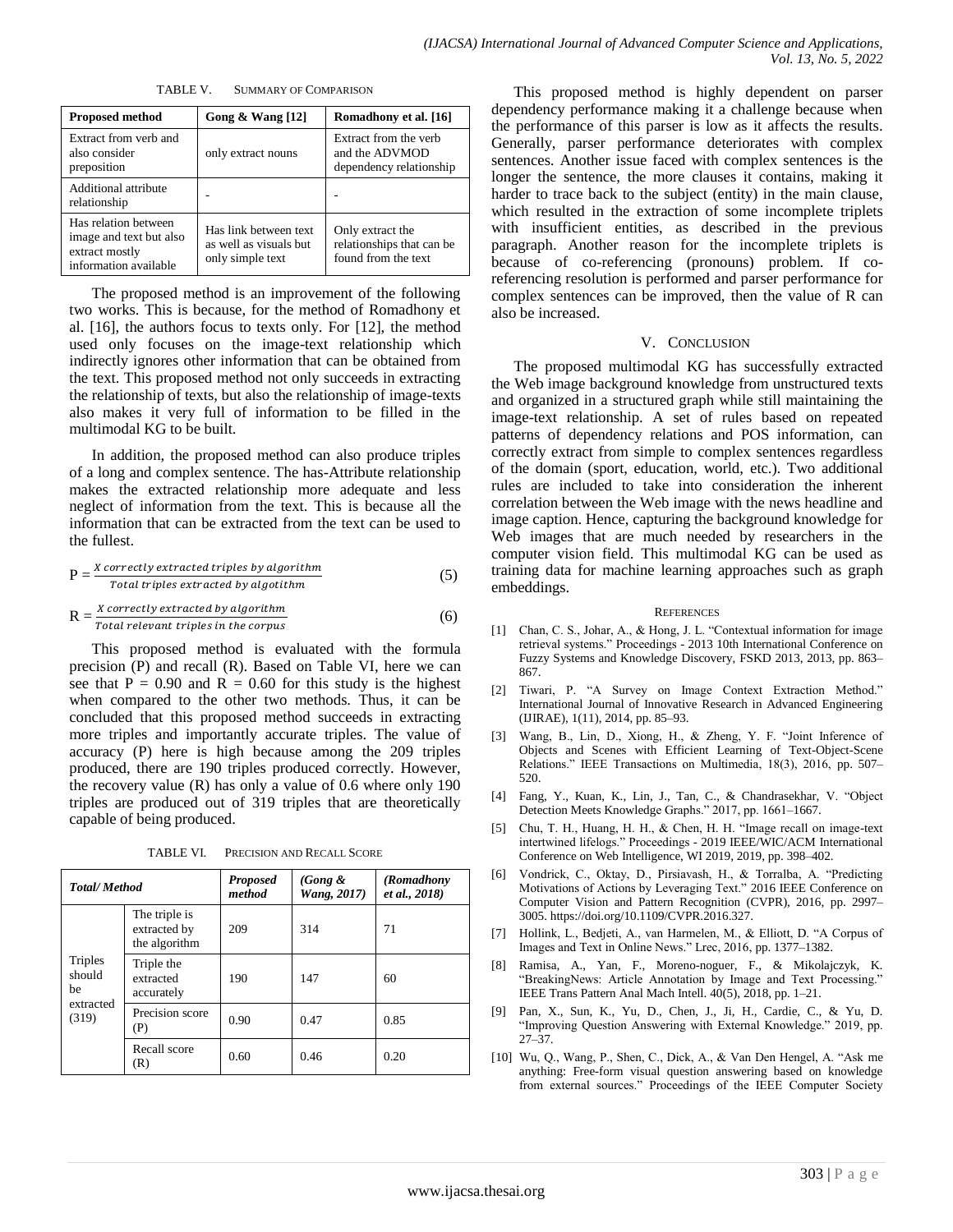TABLE V. SUMMARY OF COMPARISON

| Proposed method | Gong & Wang [12] | Romadhony et al. [16] |
|---|---|---|
| Extract from verb and also consider preposition | only extract nouns | Extract from the verb and the ADVMOD dependency relationship |
| Additional attribute relationship | - | - |
| Has relation between image and text but also extract mostly information available | Has link between text as well as visuals but only simple text | Only extract the relationships that can be found from the text |

The proposed method is an improvement of the following two works. This is because, for the method of Romadhony et al. [16], the authors focus to texts only. For [12], the method used only focuses on the image-text relationship which indirectly ignores other information that can be obtained from the text. This proposed method not only succeeds in extracting the relationship of texts, but also the relationship of image-texts also makes it very full of information to be filled in the multimodal KG to be built.

In addition, the proposed method can also produce triples of a long and complex sentence. The has-Attribute relationship makes the extracted relationship more adequate and less neglect of information from the text. This is because all the information that can be extracted from the text can be used to the fullest.

$$P = \frac{X\ correctly\ extracted\ triples\ by\ algorithm}{Total\ triples\ extracted\ by\ algotithm} \quad (5)$$

$$R = \frac{X\ correctly\ extracted\ by\ algorithm}{Total\ relevant\ triples\ in\ the\ corpus} \quad (6)$$

This proposed method is evaluated with the formula precision (P) and recall (R). Based on Table VI, here we can see that P = 0.90 and R = 0.60 for this study is the highest when compared to the other two methods. Thus, it can be concluded that this proposed method succeeds in extracting more triples and importantly accurate triples. The value of accuracy (P) here is high because among the 209 triples produced, there are 190 triples produced correctly. However, the recovery value (R) has only a value of 0.6 where only 190 triples are produced out of 319 triples that are theoretically capable of being produced.

TABLE VI. PRECISION AND RECALL SCORE

| *Total/ Method* | | *Proposed method* | *(Gong & Wang, 2017)* | *(Romadhony et al., 2018)* |
|---|---|---|---|---|
| Triples should be extracted (319) | The triple is extracted by the algorithm | 209 | 314 | 71 |
| | Triple the extracted accurately | 190 | 147 | 60 |
| | Precision score (P) | 0.90 | 0.47 | 0.85 |
| | Recall score (R) | 0.60 | 0.46 | 0.20 |

This proposed method is highly dependent on parser dependency performance making it a challenge because when the performance of this parser is low as it affects the results. Generally, parser performance deteriorates with complex sentences. Another issue faced with complex sentences is the longer the sentence, the more clauses it contains, making it harder to trace back to the subject (entity) in the main clause, which resulted in the extraction of some incomplete triplets with insufficient entities, as described in the previous paragraph. Another reason for the incomplete triplets is because of co-referencing (pronouns) problem. If co-referencing resolution is performed and parser performance for complex sentences can be improved, then the value of R can also be increased.

## V. CONCLUSION

The proposed multimodal KG has successfully extracted the Web image background knowledge from unstructured texts and organized in a structured graph while still maintaining the image-text relationship. A set of rules based on repeated patterns of dependency relations and POS information, can correctly extract from simple to complex sentences regardless of the domain (sport, education, world, etc.). Two additional rules are included to take into consideration the inherent correlation between the Web image with the news headline and image caption. Hence, capturing the background knowledge for Web images that are much needed by researchers in the computer vision field. This multimodal KG can be used as training data for machine learning approaches such as graph embeddings.

## REFERENCES

[1] Chan, C. S., Johar, A., & Hong, J. L. "Contextual information for image retrieval systems." Proceedings - 2013 10th International Conference on Fuzzy Systems and Knowledge Discovery, FSKD 2013, 2013, pp. 863–867.

[2] Tiwari, P. "A Survey on Image Context Extraction Method." International Journal of Innovative Research in Advanced Engineering (IJIRAE), 1(11), 2014, pp. 85–93.

[3] Wang, B., Lin, D., Xiong, H., & Zheng, Y. F. "Joint Inference of Objects and Scenes with Efficient Learning of Text-Object-Scene Relations." IEEE Transactions on Multimedia, 18(3), 2016, pp. 507–520.

[4] Fang, Y., Kuan, K., Lin, J., Tan, C., & Chandrasekhar, V. "Object Detection Meets Knowledge Graphs." 2017, pp. 1661–1667.

[5] Chu, T. H., Huang, H. H., & Chen, H. H. "Image recall on image-text intertwined lifelogs." Proceedings - 2019 IEEE/WIC/ACM International Conference on Web Intelligence, WI 2019, 2019, pp. 398–402.

[6] Vondrick, C., Oktay, D., Pirsiavash, H., & Torralba, A. "Predicting Motivations of Actions by Leveraging Text." 2016 IEEE Conference on Computer Vision and Pattern Recognition (CVPR), 2016, pp. 2997–3005. https://doi.org/10.1109/CVPR.2016.327.

[7] Hollink, L., Bedjeti, A., van Harmelen, M., & Elliott, D. "A Corpus of Images and Text in Online News." Lrec, 2016, pp. 1377–1382.

[8] Ramisa, A., Yan, F., Moreno-noguer, F., & Mikolajczyk, K. "BreakingNews: Article Annotation by Image and Text Processing." IEEE Trans Pattern Anal Mach Intell. 40(5), 2018, pp. 1–21.

[9] Pan, X., Sun, K., Yu, D., Chen, J., Ji, H., Cardie, C., & Yu, D. "Improving Question Answering with External Knowledge." 2019, pp. 27–37.

[10] Wu, Q., Wang, P., Shen, C., Dick, A., & Van Den Hengel, A. "Ask me anything: Free-form visual question answering based on knowledge from external sources." Proceedings of the IEEE Computer Society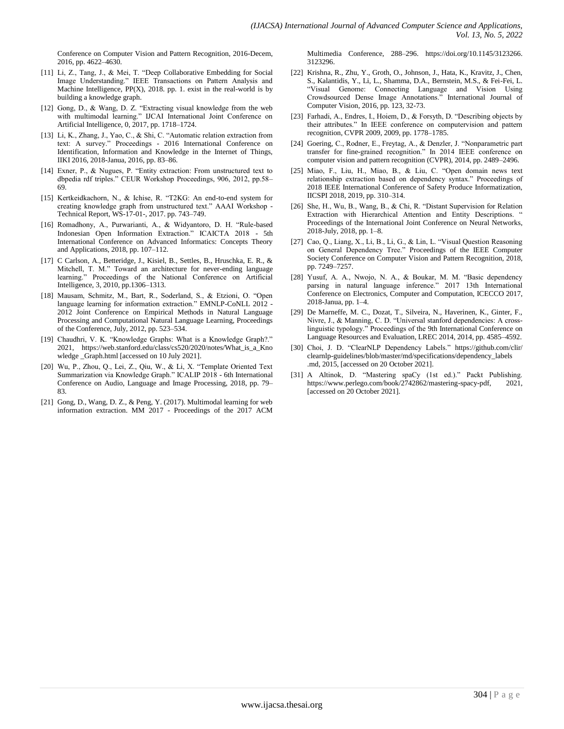Conference on Computer Vision and Pattern Recognition, 2016-Decem, 2016, pp. 4622–4630.

[11] Li, Z., Tang, J., & Mei, T. "Deep Collaborative Embedding for Social Image Understanding." IEEE Transactions on Pattern Analysis and Machine Intelligence, PP(X), 2018. pp. 1. exist in the real-world is by building a knowledge graph.

[12] Gong, D., & Wang, D. Z. "Extracting visual knowledge from the web with multimodal learning." IJCAI International Joint Conference on Artificial Intelligence, 0, 2017, pp. 1718–1724.

[13] Li, K., Zhang, J., Yao, C., & Shi, C. "Automatic relation extraction from text: A survey." Proceedings - 2016 International Conference on Identification, Information and Knowledge in the Internet of Things, IIKI 2016, 2018-Janua, 2016, pp. 83–86.

[14] Exner, P., & Nugues, P. "Entity extraction: From unstructured text to dbpedia rdf triples." CEUR Workshop Proceedings, 906, 2012, pp.58–69.

[15] Kertkeidkachorn, N., & Ichise, R. "T2KG: An end-to-end system for creating knowledge graph from unstructured text." AAAI Workshop - Technical Report, WS-17-01-, 2017. pp. 743–749.

[16] Romadhony, A., Purwarianti, A., & Widyantoro, D. H. "Rule-based Indonesian Open Information Extraction." ICAICTA 2018 - 5th International Conference on Advanced Informatics: Concepts Theory and Applications, 2018, pp. 107–112.

[17] C Carlson, A., Betteridge, J., Kisiel, B., Settles, B., Hruschka, E. R., & Mitchell, T. M." Toward an architecture for never-ending language learning." Proceedings of the National Conference on Artificial Intelligence, 3, 2010, pp.1306–1313.

[18] Mausam, Schmitz, M., Bart, R., Soderland, S., & Etzioni, O. "Open language learning for information extraction." EMNLP-CoNLL 2012 - 2012 Joint Conference on Empirical Methods in Natural Language Processing and Computational Natural Language Learning, Proceedings of the Conference, July, 2012, pp. 523–534.

[19] Chaudhri, V. K. "Knowledge Graphs: What is a Knowledge Graph?." 2021, https://web.stanford.edu/class/cs520/2020/notes/What_is_a_Knowledge _Graph.html [accessed on 10 July 2021].

[20] Wu, P., Zhou, Q., Lei, Z., Qiu, W., & Li, X. "Template Oriented Text Summarization via Knowledge Graph." ICALIP 2018 - 6th International Conference on Audio, Language and Image Processing, 2018, pp. 79–83.

[21] Gong, D., Wang, D. Z., & Peng, Y. (2017). Multimodal learning for web information extraction. MM 2017 - Proceedings of the 2017 ACM Multimedia Conference, 288–296. https://doi.org/10.1145/3123266.3123296.

[22] Krishna, R., Zhu, Y., Groth, O., Johnson, J., Hata, K., Kravitz, J., Chen, S., Kalantidis, Y., Li, L., Shamma, D.A., Bernstein, M.S., & Fei-Fei, L. "Visual Genome: Connecting Language and Vision Using Crowdsourced Dense Image Annotations." International Journal of Computer Vision, 2016, pp. 123, 32-73.

[23] Farhadi, A., Endres, I., Hoiem, D., & Forsyth, D. "Describing objects by their attributes." In IEEE conference on computervision and pattern recognition, CVPR 2009, 2009, pp. 1778–1785.

[24] Goering, C., Rodner, E., Freytag, A., & Denzler, J. "Nonparametric part transfer for fine-grained recognition." In 2014 IEEE conference on computer vision and pattern recognition (CVPR), 2014, pp. 2489–2496.

[25] Miao, F., Liu, H., Miao, B., & Liu, C. "Open domain news text relationship extraction based on dependency syntax." Proceedings of 2018 IEEE International Conference of Safety Produce Informatization, IICSPI 2018, 2019, pp. 310–314.

[26] She, H., Wu, B., Wang, B., & Chi, R. "Distant Supervision for Relation Extraction with Hierarchical Attention and Entity Descriptions. " Proceedings of the International Joint Conference on Neural Networks, 2018-July, 2018, pp. 1–8.

[27] Cao, Q., Liang, X., Li, B., Li, G., & Lin, L. "Visual Question Reasoning on General Dependency Tree." Proceedings of the IEEE Computer Society Conference on Computer Vision and Pattern Recognition, 2018, pp. 7249–7257.

[28] Yusuf, A. A., Nwojo, N. A., & Boukar, M. M. "Basic dependency parsing in natural language inference." 2017 13th International Conference on Electronics, Computer and Computation, ICECCO 2017, 2018-Janua, pp. 1–4.

[29] De Marneffe, M. C., Dozat, T., Silveira, N., Haverinen, K., Ginter, F., Nivre, J., & Manning, C. D. "Universal stanford dependencies: A cross-linguistic typology." Proceedings of the 9th International Conference on Language Resources and Evaluation, LREC 2014, 2014, pp. 4585–4592.

[30] Choi, J. D. "ClearNLP Dependency Labels." https://github.com/clir/clearnlp-guidelines/blob/master/md/specifications/dependency_labels .md, 2015, [accessed on 20 October 2021].

[31] A Altinok, D. "Mastering spaCy (1st ed.)." Packt Publishing. https://www.perlego.com/book/2742862/mastering-spacy-pdf, 2021, [accessed on 20 October 2021].